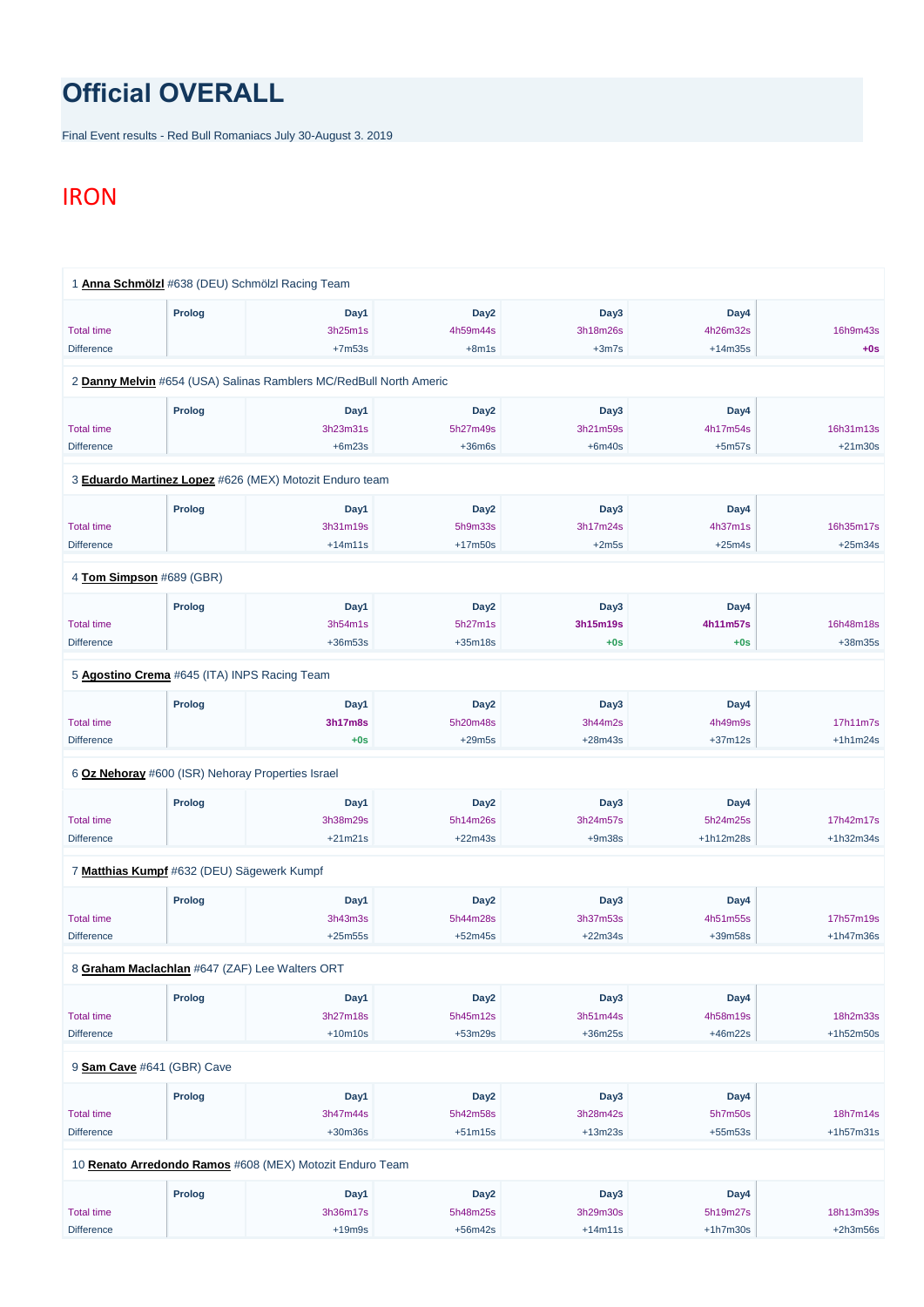# Official OVERALL

Final Event results - Red Bull Romaniacs July 30-August 3. 2019

## IRON

1 **Anna Schmölzl** #638 (DEU) Schmölzl Racing Team

| | Prolog | Day1 | Day2 | Day3 | Day4 | |
|---|---|---|---|---|---|---|
| Total time | | 3h25m1s | 4h59m44s | 3h18m26s | 4h26m32s | 16h9m43s |
| Difference | | +7m53s | +8m1s | +3m7s | +14m35s | **+0s** |

2 **Danny Melvin** #654 (USA) Salinas Ramblers MC/RedBull North Americ

| | Prolog | Day1 | Day2 | Day3 | Day4 | |
|---|---|---|---|---|---|---|
| Total time | | 3h23m31s | 5h27m49s | 3h21m59s | 4h17m54s | 16h31m13s |
| Difference | | +6m23s | +36m6s | +6m40s | +5m57s | +21m30s |

3 **Eduardo Martinez Lopez** #626 (MEX) Motozit Enduro team

| | Prolog | Day1 | Day2 | Day3 | Day4 | |
|---|---|---|---|---|---|---|
| Total time | | 3h31m19s | 5h9m33s | 3h17m24s | 4h37m1s | 16h35m17s |
| Difference | | +14m11s | +17m50s | +2m5s | +25m4s | +25m34s |

4 **Tom Simpson** #689 (GBR)

| | Prolog | Day1 | Day2 | Day3 | Day4 | |
|---|---|---|---|---|---|---|
| Total time | | 3h54m1s | 5h27m1s | **3h15m19s** | **4h11m57s** | 16h48m18s |
| Difference | | +36m53s | +35m18s | **+0s** | **+0s** | +38m35s |

5 **Agostino Crema** #645 (ITA) INPS Racing Team

| | Prolog | Day1 | Day2 | Day3 | Day4 | |
|---|---|---|---|---|---|---|
| Total time | | **3h17m8s** | 5h20m48s | 3h44m2s | 4h49m9s | 17h11m7s |
| Difference | | **+0s** | +29m5s | +28m43s | +37m12s | +1h1m24s |

6 **Oz Nehoray** #600 (ISR) Nehoray Properties Israel

| | Prolog | Day1 | Day2 | Day3 | Day4 | |
|---|---|---|---|---|---|---|
| Total time | | 3h38m29s | 5h14m26s | 3h24m57s | 5h24m25s | 17h42m17s |
| Difference | | +21m21s | +22m43s | +9m38s | +1h12m28s | +1h32m34s |

7 **Matthias Kumpf** #632 (DEU) Sägewerk Kumpf

| | Prolog | Day1 | Day2 | Day3 | Day4 | |
|---|---|---|---|---|---|---|
| Total time | | 3h43m3s | 5h44m28s | 3h37m53s | 4h51m55s | 17h57m19s |
| Difference | | +25m55s | +52m45s | +22m34s | +39m58s | +1h47m36s |

8 **Graham Maclachlan** #647 (ZAF) Lee Walters ORT

| | Prolog | Day1 | Day2 | Day3 | Day4 | |
|---|---|---|---|---|---|---|
| Total time | | 3h27m18s | 5h45m12s | 3h51m44s | 4h58m19s | 18h2m33s |
| Difference | | +10m10s | +53m29s | +36m25s | +46m22s | +1h52m50s |

9 **Sam Cave** #641 (GBR) Cave

| | Prolog | Day1 | Day2 | Day3 | Day4 | |
|---|---|---|---|---|---|---|
| Total time | | 3h47m44s | 5h42m58s | 3h28m42s | 5h7m50s | 18h7m14s |
| Difference | | +30m36s | +51m15s | +13m23s | +55m53s | +1h57m31s |

10 **Renato Arredondo Ramos** #608 (MEX) Motozit Enduro Team

| | Prolog | Day1 | Day2 | Day3 | Day4 | |
|---|---|---|---|---|---|---|
| Total time | | 3h36m17s | 5h48m25s | 3h29m30s | 5h19m27s | 18h13m39s |
| Difference | | +19m9s | +56m42s | +14m11s | +1h7m30s | +2h3m56s |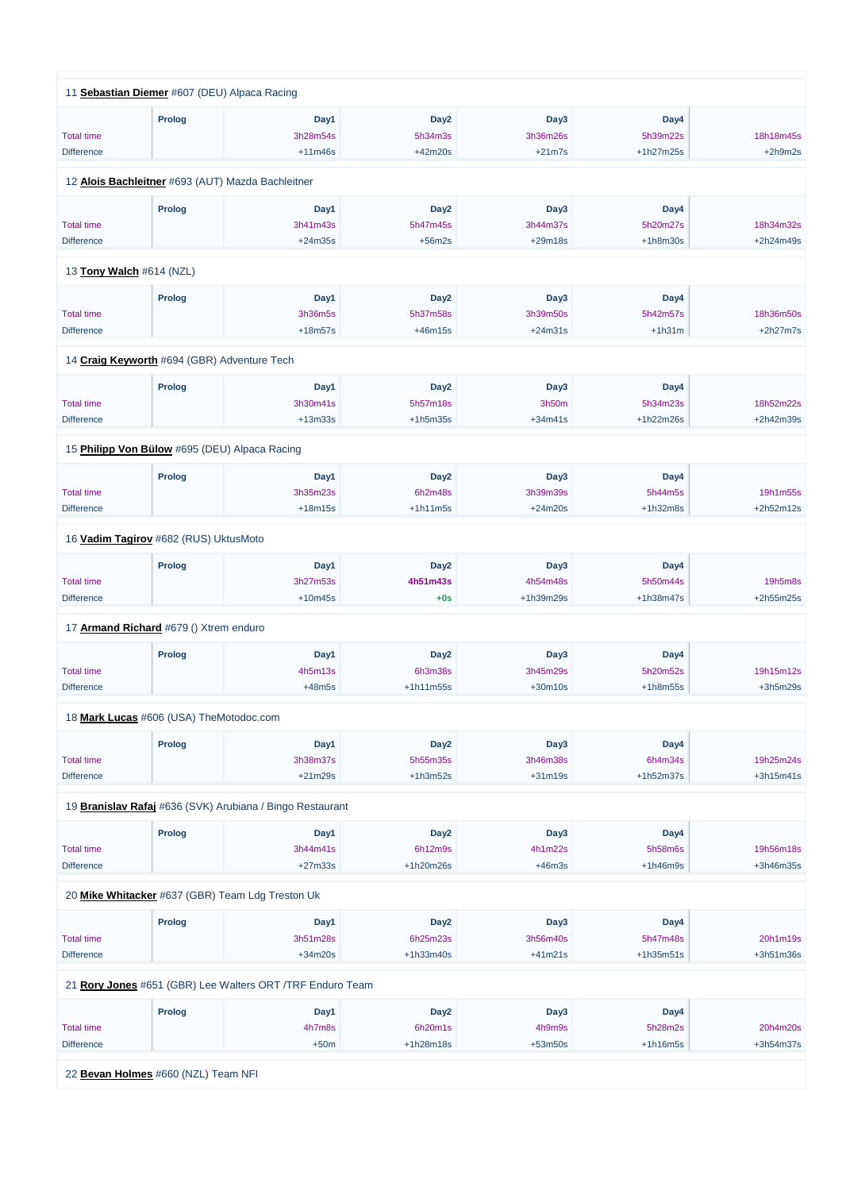11 **Sebastian Diemer** #607 (DEU) Alpaca Racing

| | Prolog | Day1 | Day2 | Day3 | Day4 | |
|---|---|---|---|---|---|---|
| Total time | | 3h28m54s | 5h34m3s | 3h36m26s | 5h39m22s | 18h18m45s |
| Difference | | +11m46s | +42m20s | +21m7s | +1h27m25s | +2h9m2s |

12 **Alois Bachleitner** #693 (AUT) Mazda Bachleitner

| | Prolog | Day1 | Day2 | Day3 | Day4 | |
|---|---|---|---|---|---|---|
| Total time | | 3h41m43s | 5h47m45s | 3h44m37s | 5h20m27s | 18h34m32s |
| Difference | | +24m35s | +56m2s | +29m18s | +1h8m30s | +2h24m49s |

13 **Tony Walch** #614 (NZL)

| | Prolog | Day1 | Day2 | Day3 | Day4 | |
|---|---|---|---|---|---|---|
| Total time | | 3h36m5s | 5h37m58s | 3h39m50s | 5h42m57s | 18h36m50s |
| Difference | | +18m57s | +46m15s | +24m31s | +1h31m | +2h27m7s |

14 **Craig Keyworth** #694 (GBR) Adventure Tech

| | Prolog | Day1 | Day2 | Day3 | Day4 | |
|---|---|---|---|---|---|---|
| Total time | | 3h30m41s | 5h57m18s | 3h50m | 5h34m23s | 18h52m22s |
| Difference | | +13m33s | +1h5m35s | +34m41s | +1h22m26s | +2h42m39s |

15 **Philipp Von Bülow** #695 (DEU) Alpaca Racing

| | Prolog | Day1 | Day2 | Day3 | Day4 | |
|---|---|---|---|---|---|---|
| Total time | | 3h35m23s | 6h2m48s | 3h39m39s | 5h44m5s | 19h1m55s |
| Difference | | +18m15s | +1h11m5s | +24m20s | +1h32m8s | +2h52m12s |

16 **Vadim Tagirov** #682 (RUS) UktusMoto

| | Prolog | Day1 | Day2 | Day3 | Day4 | |
|---|---|---|---|---|---|---|
| Total time | | 3h27m53s | **4h51m43s** | 4h54m48s | 5h50m44s | 19h5m8s |
| Difference | | +10m45s | **+0s** | +1h39m29s | +1h38m47s | +2h55m25s |

17 **Armand Richard** #679 () Xtrem enduro

| | Prolog | Day1 | Day2 | Day3 | Day4 | |
|---|---|---|---|---|---|---|
| Total time | | 4h5m13s | 6h3m38s | 3h45m29s | 5h20m52s | 19h15m12s |
| Difference | | +48m5s | +1h11m55s | +30m10s | +1h8m55s | +3h5m29s |

18 **Mark Lucas** #606 (USA) TheMotodoc.com

| | Prolog | Day1 | Day2 | Day3 | Day4 | |
|---|---|---|---|---|---|---|
| Total time | | 3h38m37s | 5h55m35s | 3h46m38s | 6h4m34s | 19h25m24s |
| Difference | | +21m29s | +1h3m52s | +31m19s | +1h52m37s | +3h15m41s |

19 **Branislav Rafaj** #636 (SVK) Arubiana / Bingo Restaurant

| | Prolog | Day1 | Day2 | Day3 | Day4 | |
|---|---|---|---|---|---|---|
| Total time | | 3h44m41s | 6h12m9s | 4h1m22s | 5h58m6s | 19h56m18s |
| Difference | | +27m33s | +1h20m26s | +46m3s | +1h46m9s | +3h46m35s |

20 **Mike Whitacker** #637 (GBR) Team Ldg Treston Uk

| | Prolog | Day1 | Day2 | Day3 | Day4 | |
|---|---|---|---|---|---|---|
| Total time | | 3h51m28s | 6h25m23s | 3h56m40s | 5h47m48s | 20h1m19s |
| Difference | | +34m20s | +1h33m40s | +41m21s | +1h35m51s | +3h51m36s |

21 **Rory Jones** #651 (GBR) Lee Walters ORT /TRF Enduro Team

| | Prolog | Day1 | Day2 | Day3 | Day4 | |
|---|---|---|---|---|---|---|
| Total time | | 4h7m8s | 6h20m1s | 4h9m9s | 5h28m2s | 20h4m20s |
| Difference | | +50m | +1h28m18s | +53m50s | +1h16m5s | +3h54m37s |

22 **Bevan Holmes** #660 (NZL) Team NFI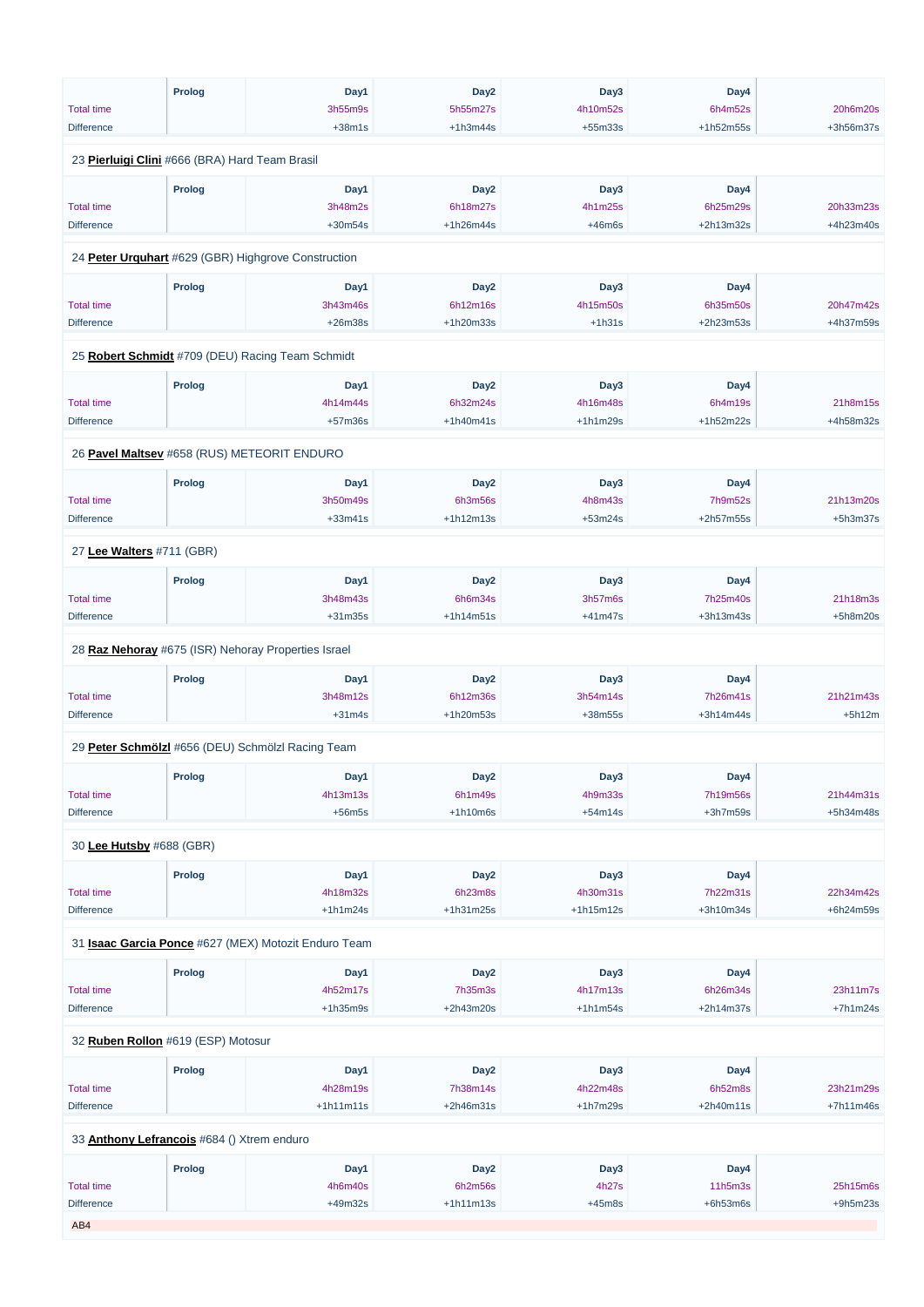| | Prolog | Day1 | Day2 | Day3 | Day4 | |
|---|---|---|---|---|---|---|
| Total time | | 3h55m9s | 5h55m27s | 4h10m52s | 6h4m52s | 20h6m20s |
| Difference | | +38m1s | +1h3m44s | +55m33s | +1h52m55s | +3h56m37s |

23 **Pierluigi Clini** #666 (BRA) Hard Team Brasil

| | Prolog | Day1 | Day2 | Day3 | Day4 | |
|---|---|---|---|---|---|---|
| Total time | | 3h48m2s | 6h18m27s | 4h1m25s | 6h25m29s | 20h33m23s |
| Difference | | +30m54s | +1h26m44s | +46m6s | +2h13m32s | +4h23m40s |

24 **Peter Urquhart** #629 (GBR) Highgrove Construction

| | Prolog | Day1 | Day2 | Day3 | Day4 | |
|---|---|---|---|---|---|---|
| Total time | | 3h43m46s | 6h12m16s | 4h15m50s | 6h35m50s | 20h47m42s |
| Difference | | +26m38s | +1h20m33s | +1h31s | +2h23m53s | +4h37m59s |

25 **Robert Schmidt** #709 (DEU) Racing Team Schmidt

| | Prolog | Day1 | Day2 | Day3 | Day4 | |
|---|---|---|---|---|---|---|
| Total time | | 4h14m44s | 6h32m24s | 4h16m48s | 6h4m19s | 21h8m15s |
| Difference | | +57m36s | +1h40m41s | +1h1m29s | +1h52m22s | +4h58m32s |

26 **Pavel Maltsev** #658 (RUS) METEORIT ENDURO

| | Prolog | Day1 | Day2 | Day3 | Day4 | |
|---|---|---|---|---|---|---|
| Total time | | 3h50m49s | 6h3m56s | 4h8m43s | 7h9m52s | 21h13m20s |
| Difference | | +33m41s | +1h12m13s | +53m24s | +2h57m55s | +5h3m37s |

27 **Lee Walters** #711 (GBR)

| | Prolog | Day1 | Day2 | Day3 | Day4 | |
|---|---|---|---|---|---|---|
| Total time | | 3h48m43s | 6h6m34s | 3h57m6s | 7h25m40s | 21h18m3s |
| Difference | | +31m35s | +1h14m51s | +41m47s | +3h13m43s | +5h8m20s |

28 **Raz Nehoray** #675 (ISR) Nehoray Properties Israel

| | Prolog | Day1 | Day2 | Day3 | Day4 | |
|---|---|---|---|---|---|---|
| Total time | | 3h48m12s | 6h12m36s | 3h54m14s | 7h26m41s | 21h21m43s |
| Difference | | +31m4s | +1h20m53s | +38m55s | +3h14m44s | +5h12m |

29 **Peter Schmölzl** #656 (DEU) Schmölzl Racing Team

| | Prolog | Day1 | Day2 | Day3 | Day4 | |
|---|---|---|---|---|---|---|
| Total time | | 4h13m13s | 6h1m49s | 4h9m33s | 7h19m56s | 21h44m31s |
| Difference | | +56m5s | +1h10m6s | +54m14s | +3h7m59s | +5h34m48s |

30 **Lee Hutsby** #688 (GBR)

| | Prolog | Day1 | Day2 | Day3 | Day4 | |
|---|---|---|---|---|---|---|
| Total time | | 4h18m32s | 6h23m8s | 4h30m31s | 7h22m31s | 22h34m42s |
| Difference | | +1h1m24s | +1h31m25s | +1h15m12s | +3h10m34s | +6h24m59s |

31 **Isaac Garcia Ponce** #627 (MEX) Motozit Enduro Team

| | Prolog | Day1 | Day2 | Day3 | Day4 | |
|---|---|---|---|---|---|---|
| Total time | | 4h52m17s | 7h35m3s | 4h17m13s | 6h26m34s | 23h11m7s |
| Difference | | +1h35m9s | +2h43m20s | +1h1m54s | +2h14m37s | +7h1m24s |

32 **Ruben Rollon** #619 (ESP) Motosur

| | Prolog | Day1 | Day2 | Day3 | Day4 | |
|---|---|---|---|---|---|---|
| Total time | | 4h28m19s | 7h38m14s | 4h22m48s | 6h52m8s | 23h21m29s |
| Difference | | +1h11m11s | +2h46m31s | +1h7m29s | +2h40m11s | +7h11m46s |

33 **Anthony Lefrancois** #684 () Xtrem enduro

| | Prolog | Day1 | Day2 | Day3 | Day4 | |
|---|---|---|---|---|---|---|
| Total time | | 4h6m40s | 6h2m56s | 4h27s | 11h5m3s | 25h15m6s |
| Difference | | +49m32s | +1h11m13s | +45m8s | +6h53m6s | +9h5m23s |

AB4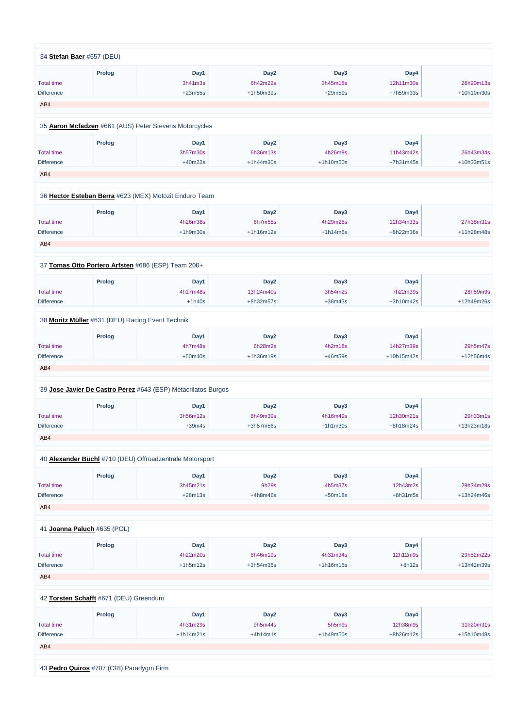34 **Stefan Baer** #657 (DEU)

| | Prolog | Day1 | Day2 | Day3 | Day4 | |
|---|---|---|---|---|---|---|
| Total time | | 3h41m3s | 6h42m22s | 3h45m18s | 12h11m30s | 26h20m13s |
| Difference | | +23m55s | +1h50m39s | +29m59s | +7h59m33s | +10h10m30s |

AB4

35 **Aaron Mcfadzen** #661 (AUS) Peter Stevens Motorcycles

| | Prolog | Day1 | Day2 | Day3 | Day4 | |
|---|---|---|---|---|---|---|
| Total time | | 3h57m30s | 6h36m13s | 4h26m9s | 11h43m42s | 26h43m34s |
| Difference | | +40m22s | +1h44m30s | +1h10m50s | +7h31m45s | +10h33m51s |

AB4

36 **Hector Esteban Berra** #623 (MEX) Motozit Enduro Team

| | Prolog | Day1 | Day2 | Day3 | Day4 | |
|---|---|---|---|---|---|---|
| Total time | | 4h26m38s | 6h7m55s | 4h29m25s | 12h34m33s | 27h38m31s |
| Difference | | +1h9m30s | +1h16m12s | +1h14m6s | +8h22m36s | +11h28m48s |

AB4

37 **Tomas Otto Portero Arfsten** #686 (ESP) Team 200+

| | Prolog | Day1 | Day2 | Day3 | Day4 | |
|---|---|---|---|---|---|---|
| Total time | | 4h17m48s | 13h24m40s | 3h54m2s | 7h22m39s | 28h59m9s |
| Difference | | +1h40s | +8h32m57s | +38m43s | +3h10m42s | +12h49m26s |

38 **Moritz Müller** #631 (DEU) Racing Event Technik

| | Prolog | Day1 | Day2 | Day3 | Day4 | |
|---|---|---|---|---|---|---|
| Total time | | 4h7m48s | 6h28m2s | 4h2m18s | 14h27m39s | 29h5m47s |
| Difference | | +50m40s | +1h36m19s | +46m59s | +10h15m42s | +12h56m4s |

AB4

39 **Jose Javier De Castro Perez** #643 (ESP) Metacrilatos Burgos

| | Prolog | Day1 | Day2 | Day3 | Day4 | |
|---|---|---|---|---|---|---|
| Total time | | 3h56m12s | 8h49m39s | 4h16m49s | 12h30m21s | 29h33m1s |
| Difference | | +39m4s | +3h57m56s | +1h1m30s | +8h18m24s | +13h23m18s |

AB4

40 **Alexander Büchl** #710 (DEU) Offroadzentrale Motorsport

| | Prolog | Day1 | Day2 | Day3 | Day4 | |
|---|---|---|---|---|---|---|
| Total time | | 3h45m21s | 9h29s | 4h5m37s | 12h43m2s | 29h34m29s |
| Difference | | +28m13s | +4h8m46s | +50m18s | +8h31m5s | +13h24m46s |

AB4

41 **Joanna Paluch** #635 (POL)

| | Prolog | Day1 | Day2 | Day3 | Day4 | |
|---|---|---|---|---|---|---|
| Total time | | 4h22m20s | 8h46m19s | 4h31m34s | 12h12m9s | 29h52m22s |
| Difference | | +1h5m12s | +3h54m36s | +1h16m15s | +8h12s | +13h42m39s |

AB4

42 **Torsten Schafft** #671 (DEU) Greenduro

| | Prolog | Day1 | Day2 | Day3 | Day4 | |
|---|---|---|---|---|---|---|
| Total time | | 4h31m29s | 9h5m44s | 5h5m9s | 12h38m9s | 31h20m31s |
| Difference | | +1h14m21s | +4h14m1s | +1h49m50s | +8h26m12s | +15h10m48s |

AB4

43 **Pedro Quiros** #707 (CRI) Paradygm Firm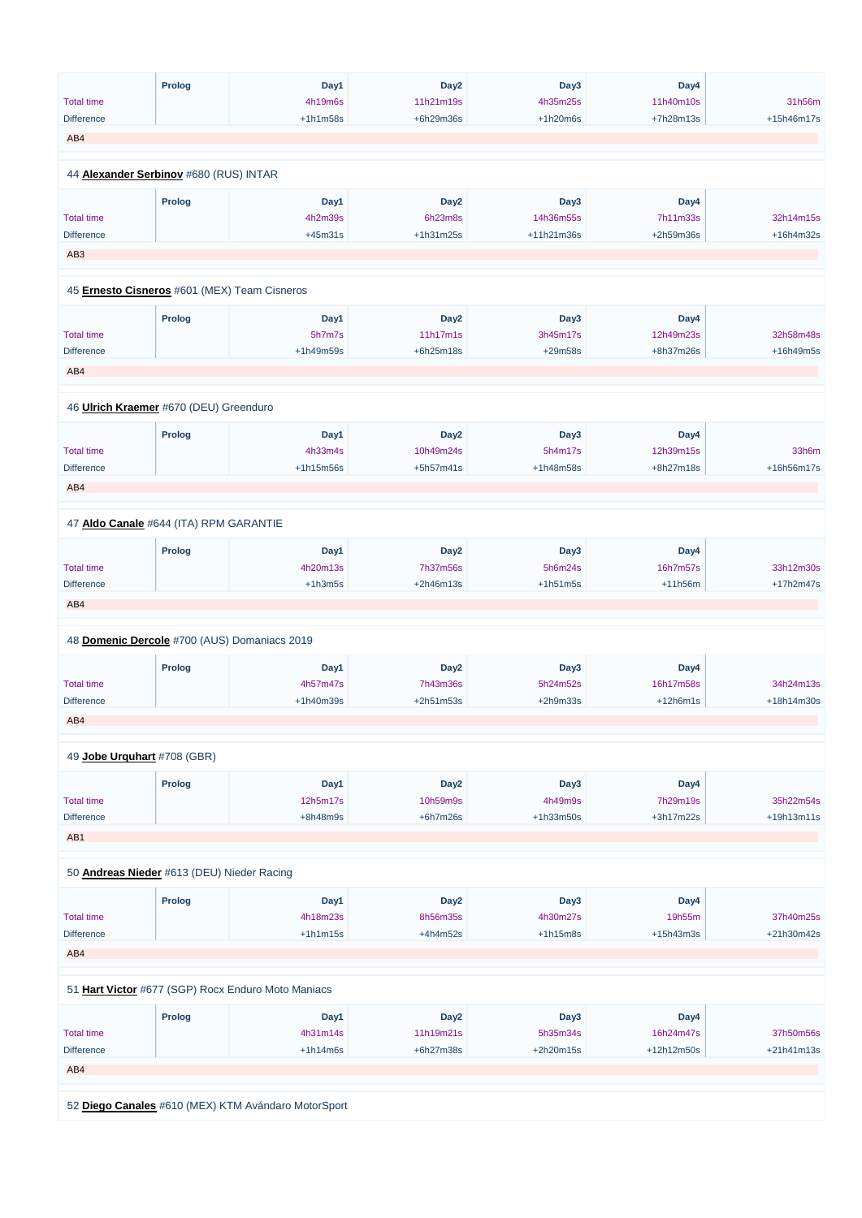| | Prolog | Day1 | Day2 | Day3 | Day4 | |
|---|---|---|---|---|---|---|
| Total time | | 4h19m6s | 11h21m19s | 4h35m25s | 11h40m10s | 31h56m |
| Difference | | +1h1m58s | +6h29m36s | +1h20m6s | +7h28m13s | +15h46m17s |

AB4

44 **Alexander Serbinov** #680 (RUS) INTAR

| | Prolog | Day1 | Day2 | Day3 | Day4 | |
|---|---|---|---|---|---|---|
| Total time | | 4h2m39s | 6h23m8s | 14h36m55s | 7h11m33s | 32h14m15s |
| Difference | | +45m31s | +1h31m25s | +11h21m36s | +2h59m36s | +16h4m32s |

AB3

45 **Ernesto Cisneros** #601 (MEX) Team Cisneros

| | Prolog | Day1 | Day2 | Day3 | Day4 | |
|---|---|---|---|---|---|---|
| Total time | | 5h7m7s | 11h17m1s | 3h45m17s | 12h49m23s | 32h58m48s |
| Difference | | +1h49m59s | +6h25m18s | +29m58s | +8h37m26s | +16h49m5s |

AB4

46 **Ulrich Kraemer** #670 (DEU) Greenduro

| | Prolog | Day1 | Day2 | Day3 | Day4 | |
|---|---|---|---|---|---|---|
| Total time | | 4h33m4s | 10h49m24s | 5h4m17s | 12h39m15s | 33h6m |
| Difference | | +1h15m56s | +5h57m41s | +1h48m58s | +8h27m18s | +16h56m17s |

AB4

47 **Aldo Canale** #644 (ITA) RPM GARANTIE

| | Prolog | Day1 | Day2 | Day3 | Day4 | |
|---|---|---|---|---|---|---|
| Total time | | 4h20m13s | 7h37m56s | 5h6m24s | 16h7m57s | 33h12m30s |
| Difference | | +1h3m5s | +2h46m13s | +1h51m5s | +11h56m | +17h2m47s |

AB4

48 **Domenic Dercole** #700 (AUS) Domaniacs 2019

| | Prolog | Day1 | Day2 | Day3 | Day4 | |
|---|---|---|---|---|---|---|
| Total time | | 4h57m47s | 7h43m36s | 5h24m52s | 16h17m58s | 34h24m13s |
| Difference | | +1h40m39s | +2h51m53s | +2h9m33s | +12h6m1s | +18h14m30s |

AB4

49 **Jobe Urquhart** #708 (GBR)

| | Prolog | Day1 | Day2 | Day3 | Day4 | |
|---|---|---|---|---|---|---|
| Total time | | 12h5m17s | 10h59m9s | 4h49m9s | 7h29m19s | 35h22m54s |
| Difference | | +8h48m9s | +6h7m26s | +1h33m50s | +3h17m22s | +19h13m11s |

AB1

50 **Andreas Nieder** #613 (DEU) Nieder Racing

| | Prolog | Day1 | Day2 | Day3 | Day4 | |
|---|---|---|---|---|---|---|
| Total time | | 4h18m23s | 8h56m35s | 4h30m27s | 19h55m | 37h40m25s |
| Difference | | +1h1m15s | +4h4m52s | +1h15m8s | +15h43m3s | +21h30m42s |

AB4

51 **Hart Victor** #677 (SGP) Rocx Enduro Moto Maniacs

| | Prolog | Day1 | Day2 | Day3 | Day4 | |
|---|---|---|---|---|---|---|
| Total time | | 4h31m14s | 11h19m21s | 5h35m34s | 16h24m47s | 37h50m56s |
| Difference | | +1h14m6s | +6h27m38s | +2h20m15s | +12h12m50s | +21h41m13s |

AB4

52 **Diego Canales** #610 (MEX) KTM Avándaro MotorSport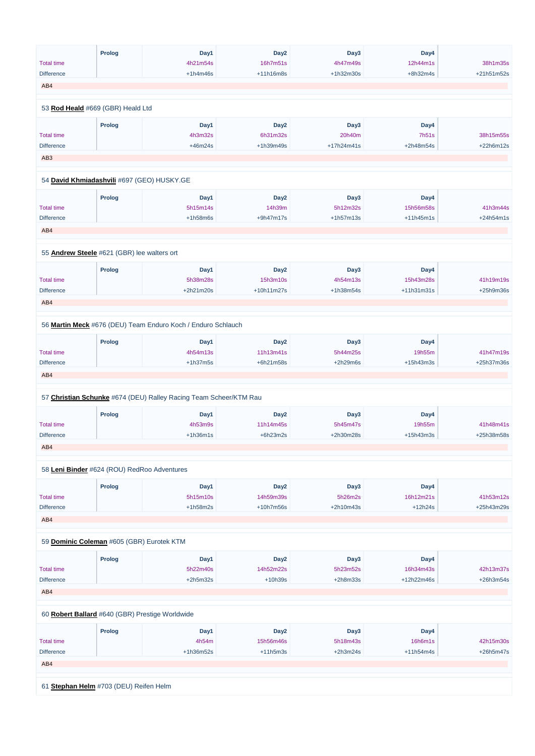| | Prolog | Day1 | Day2 | Day3 | Day4 | |
|---|---|---|---|---|---|---|
| Total time | | 4h21m54s | 16h7m51s | 4h47m49s | 12h44m1s | 38h1m35s |
| Difference | | +1h4m46s | +11h16m8s | +1h32m30s | +8h32m4s | +21h51m52s |

AB4

53 **Rod Heald** #669 (GBR) Heald Ltd

| | Prolog | Day1 | Day2 | Day3 | Day4 | |
|---|---|---|---|---|---|---|
| Total time | | 4h3m32s | 6h31m32s | 20h40m | 7h51s | 38h15m55s |
| Difference | | +46m24s | +1h39m49s | +17h24m41s | +2h48m54s | +22h6m12s |

AB3

54 **David Khmiadashvili** #697 (GEO) HUSKY.GE

| | Prolog | Day1 | Day2 | Day3 | Day4 | |
|---|---|---|---|---|---|---|
| Total time | | 5h15m14s | 14h39m | 5h12m32s | 15h56m58s | 41h3m44s |
| Difference | | +1h58m6s | +9h47m17s | +1h57m13s | +11h45m1s | +24h54m1s |

AB4

55 **Andrew Steele** #621 (GBR) lee walters ort

| | Prolog | Day1 | Day2 | Day3 | Day4 | |
|---|---|---|---|---|---|---|
| Total time | | 5h38m28s | 15h3m10s | 4h54m13s | 15h43m28s | 41h19m19s |
| Difference | | +2h21m20s | +10h11m27s | +1h38m54s | +11h31m31s | +25h9m36s |

AB4

56 **Martin Meck** #676 (DEU) Team Enduro Koch / Enduro Schlauch

| | Prolog | Day1 | Day2 | Day3 | Day4 | |
|---|---|---|---|---|---|---|
| Total time | | 4h54m13s | 11h13m41s | 5h44m25s | 19h55m | 41h47m19s |
| Difference | | +1h37m5s | +6h21m58s | +2h29m6s | +15h43m3s | +25h37m36s |

AB4

57 **Christian Schunke** #674 (DEU) Ralley Racing Team Scheer/KTM Rau

| | Prolog | Day1 | Day2 | Day3 | Day4 | |
|---|---|---|---|---|---|---|
| Total time | | 4h53m9s | 11h14m45s | 5h45m47s | 19h55m | 41h48m41s |
| Difference | | +1h36m1s | +6h23m2s | +2h30m28s | +15h43m3s | +25h38m58s |

AB4

58 **Leni Binder** #624 (ROU) RedRoo Adventures

| | Prolog | Day1 | Day2 | Day3 | Day4 | |
|---|---|---|---|---|---|---|
| Total time | | 5h15m10s | 14h59m39s | 5h26m2s | 16h12m21s | 41h53m12s |
| Difference | | +1h58m2s | +10h7m56s | +2h10m43s | +12h24s | +25h43m29s |

AB4

59 **Dominic Coleman** #605 (GBR) Eurotek KTM

| | Prolog | Day1 | Day2 | Day3 | Day4 | |
|---|---|---|---|---|---|---|
| Total time | | 5h22m40s | 14h52m22s | 5h23m52s | 16h34m43s | 42h13m37s |
| Difference | | +2h5m32s | +10h39s | +2h8m33s | +12h22m46s | +26h3m54s |

AB4

60 **Robert Ballard** #640 (GBR) Prestige Worldwide

| | Prolog | Day1 | Day2 | Day3 | Day4 | |
|---|---|---|---|---|---|---|
| Total time | | 4h54m | 15h56m46s | 5h18m43s | 16h6m1s | 42h15m30s |
| Difference | | +1h36m52s | +11h5m3s | +2h3m24s | +11h54m4s | +26h5m47s |

AB4

61 **Stephan Helm** #703 (DEU) Reifen Helm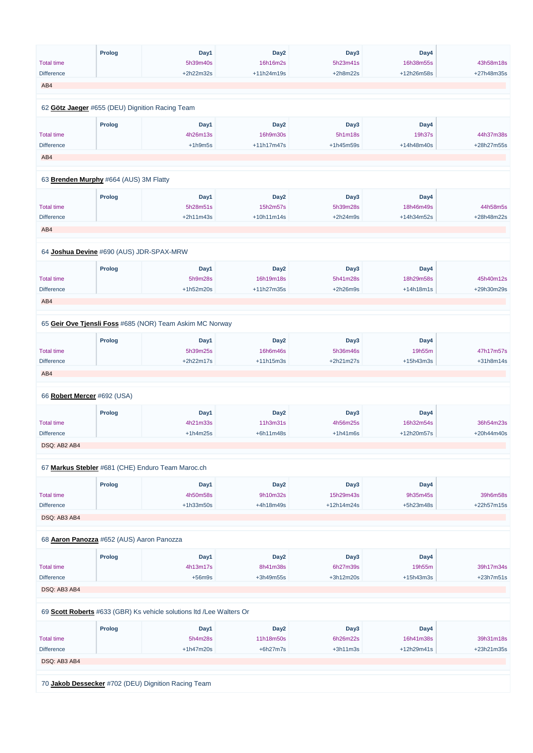| | Prolog | Day1 | Day2 | Day3 | Day4 | |
|---|---|---|---|---|---|---|
| Total time | | 5h39m40s | 16h16m2s | 5h23m41s | 16h38m55s | 43h58m18s |
| Difference | | +2h22m32s | +11h24m19s | +2h8m22s | +12h26m58s | +27h48m35s |

AB4

62 **Götz Jaeger** #655 (DEU) Dignition Racing Team

| | Prolog | Day1 | Day2 | Day3 | Day4 | |
|---|---|---|---|---|---|---|
| Total time | | 4h26m13s | 16h9m30s | 5h1m18s | 19h37s | 44h37m38s |
| Difference | | +1h9m5s | +11h17m47s | +1h45m59s | +14h48m40s | +28h27m55s |

AB4

63 **Brenden Murphy** #664 (AUS) 3M Flatty

| | Prolog | Day1 | Day2 | Day3 | Day4 | |
|---|---|---|---|---|---|---|
| Total time | | 5h28m51s | 15h2m57s | 5h39m28s | 18h46m49s | 44h58m5s |
| Difference | | +2h11m43s | +10h11m14s | +2h24m9s | +14h34m52s | +28h48m22s |

AB4

64 **Joshua Devine** #690 (AUS) JDR-SPAX-MRW

| | Prolog | Day1 | Day2 | Day3 | Day4 | |
|---|---|---|---|---|---|---|
| Total time | | 5h9m28s | 16h19m18s | 5h41m28s | 18h29m58s | 45h40m12s |
| Difference | | +1h52m20s | +11h27m35s | +2h26m9s | +14h18m1s | +29h30m29s |

AB4

65 **Geir Ove Tjensli Foss** #685 (NOR) Team Askim MC Norway

| | Prolog | Day1 | Day2 | Day3 | Day4 | |
|---|---|---|---|---|---|---|
| Total time | | 5h39m25s | 16h6m46s | 5h36m46s | 19h55m | 47h17m57s |
| Difference | | +2h22m17s | +11h15m3s | +2h21m27s | +15h43m3s | +31h8m14s |

AB4

66 **Robert Mercer** #692 (USA)

| | Prolog | Day1 | Day2 | Day3 | Day4 | |
|---|---|---|---|---|---|---|
| Total time | | 4h21m33s | 11h3m31s | 4h56m25s | 16h32m54s | 36h54m23s |
| Difference | | +1h4m25s | +6h11m48s | +1h41m6s | +12h20m57s | +20h44m40s |

DSQ: AB2 AB4

67 **Markus Stebler** #681 (CHE) Enduro Team Maroc.ch

| | Prolog | Day1 | Day2 | Day3 | Day4 | |
|---|---|---|---|---|---|---|
| Total time | | 4h50m58s | 9h10m32s | 15h29m43s | 9h35m45s | 39h6m58s |
| Difference | | +1h33m50s | +4h18m49s | +12h14m24s | +5h23m48s | +22h57m15s |

DSQ: AB3 AB4

68 **Aaron Panozza** #652 (AUS) Aaron Panozza

| | Prolog | Day1 | Day2 | Day3 | Day4 | |
|---|---|---|---|---|---|---|
| Total time | | 4h13m17s | 8h41m38s | 6h27m39s | 19h55m | 39h17m34s |
| Difference | | +56m9s | +3h49m55s | +3h12m20s | +15h43m3s | +23h7m51s |

DSQ: AB3 AB4

69 **Scott Roberts** #633 (GBR) Ks vehicle solutions ltd /Lee Walters Or

| | Prolog | Day1 | Day2 | Day3 | Day4 | |
|---|---|---|---|---|---|---|
| Total time | | 5h4m28s | 11h18m50s | 6h26m22s | 16h41m38s | 39h31m18s |
| Difference | | +1h47m20s | +6h27m7s | +3h11m3s | +12h29m41s | +23h21m35s |

DSQ: AB3 AB4

70 **Jakob Dessecker** #702 (DEU) Dignition Racing Team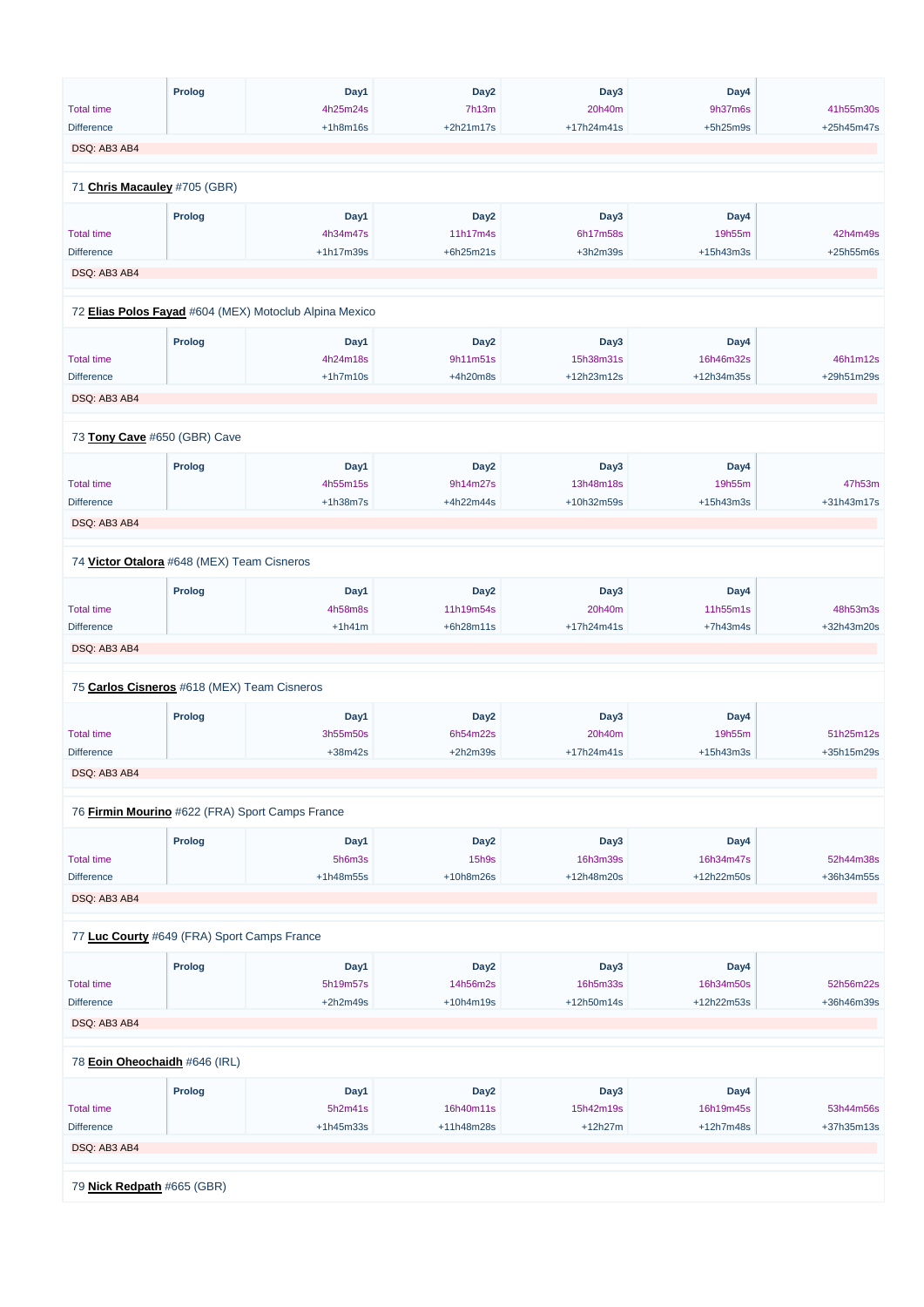| | Prolog | Day1 | Day2 | Day3 | Day4 | |
|---|---|---|---|---|---|---|
| Total time | | 4h25m24s | 7h13m | 20h40m | 9h37m6s | 41h55m30s |
| Difference | | +1h8m16s | +2h21m17s | +17h24m41s | +5h25m9s | +25h45m47s |

DSQ: AB3 AB4

71 **Chris Macauley** #705 (GBR)

| | Prolog | Day1 | Day2 | Day3 | Day4 | |
|---|---|---|---|---|---|---|
| Total time | | 4h34m47s | 11h17m4s | 6h17m58s | 19h55m | 42h4m49s |
| Difference | | +1h17m39s | +6h25m21s | +3h2m39s | +15h43m3s | +25h55m6s |

DSQ: AB3 AB4

72 **Elias Polos Fayad** #604 (MEX) Motoclub Alpina Mexico

| | Prolog | Day1 | Day2 | Day3 | Day4 | |
|---|---|---|---|---|---|---|
| Total time | | 4h24m18s | 9h11m51s | 15h38m31s | 16h46m32s | 46h1m12s |
| Difference | | +1h7m10s | +4h20m8s | +12h23m12s | +12h34m35s | +29h51m29s |

DSQ: AB3 AB4

73 **Tony Cave** #650 (GBR) Cave

| | Prolog | Day1 | Day2 | Day3 | Day4 | |
|---|---|---|---|---|---|---|
| Total time | | 4h55m15s | 9h14m27s | 13h48m18s | 19h55m | 47h53m |
| Difference | | +1h38m7s | +4h22m44s | +10h32m59s | +15h43m3s | +31h43m17s |

DSQ: AB3 AB4

74 **Victor Otalora** #648 (MEX) Team Cisneros

| | Prolog | Day1 | Day2 | Day3 | Day4 | |
|---|---|---|---|---|---|---|
| Total time | | 4h58m8s | 11h19m54s | 20h40m | 11h55m1s | 48h53m3s |
| Difference | | +1h41m | +6h28m11s | +17h24m41s | +7h43m4s | +32h43m20s |

DSQ: AB3 AB4

75 **Carlos Cisneros** #618 (MEX) Team Cisneros

| | Prolog | Day1 | Day2 | Day3 | Day4 | |
|---|---|---|---|---|---|---|
| Total time | | 3h55m50s | 6h54m22s | 20h40m | 19h55m | 51h25m12s |
| Difference | | +38m42s | +2h2m39s | +17h24m41s | +15h43m3s | +35h15m29s |

DSQ: AB3 AB4

76 **Firmin Mourino** #622 (FRA) Sport Camps France

| | Prolog | Day1 | Day2 | Day3 | Day4 | |
|---|---|---|---|---|---|---|
| Total time | | 5h6m3s | 15h9s | 16h3m39s | 16h34m47s | 52h44m38s |
| Difference | | +1h48m55s | +10h8m26s | +12h48m20s | +12h22m50s | +36h34m55s |

DSQ: AB3 AB4

77 **Luc Courty** #649 (FRA) Sport Camps France

| | Prolog | Day1 | Day2 | Day3 | Day4 | |
|---|---|---|---|---|---|---|
| Total time | | 5h19m57s | 14h56m2s | 16h5m33s | 16h34m50s | 52h56m22s |
| Difference | | +2h2m49s | +10h4m19s | +12h50m14s | +12h22m53s | +36h46m39s |

DSQ: AB3 AB4

78 **Eoin Oheochaidh** #646 (IRL)

| | Prolog | Day1 | Day2 | Day3 | Day4 | |
|---|---|---|---|---|---|---|
| Total time | | 5h2m41s | 16h40m11s | 15h42m19s | 16h19m45s | 53h44m56s |
| Difference | | +1h45m33s | +11h48m28s | +12h27m | +12h7m48s | +37h35m13s |

DSQ: AB3 AB4

79 **Nick Redpath** #665 (GBR)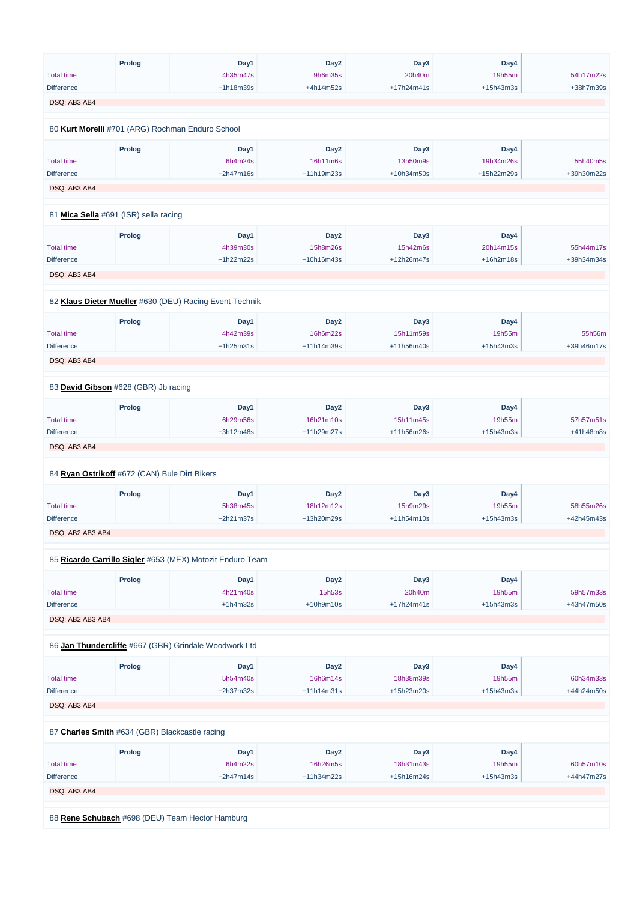| | Prolog | Day1 | Day2 | Day3 | Day4 | |
|---|---|---|---|---|---|---|
| Total time | | 4h35m47s | 9h6m35s | 20h40m | 19h55m | 54h17m22s |
| Difference | | +1h18m39s | +4h14m52s | +17h24m41s | +15h43m3s | +38h7m39s |

DSQ: AB3 AB4

80 **Kurt Morelli** #701 (ARG) Rochman Enduro School

| | Prolog | Day1 | Day2 | Day3 | Day4 | |
|---|---|---|---|---|---|---|
| Total time | | 6h4m24s | 16h11m6s | 13h50m9s | 19h34m26s | 55h40m5s |
| Difference | | +2h47m16s | +11h19m23s | +10h34m50s | +15h22m29s | +39h30m22s |

DSQ: AB3 AB4

81 **Mica Sella** #691 (ISR) sella racing

| | Prolog | Day1 | Day2 | Day3 | Day4 | |
|---|---|---|---|---|---|---|
| Total time | | 4h39m30s | 15h8m26s | 15h42m6s | 20h14m15s | 55h44m17s |
| Difference | | +1h22m22s | +10h16m43s | +12h26m47s | +16h2m18s | +39h34m34s |

DSQ: AB3 AB4

82 **Klaus Dieter Mueller** #630 (DEU) Racing Event Technik

| | Prolog | Day1 | Day2 | Day3 | Day4 | |
|---|---|---|---|---|---|---|
| Total time | | 4h42m39s | 16h6m22s | 15h11m59s | 19h55m | 55h56m |
| Difference | | +1h25m31s | +11h14m39s | +11h56m40s | +15h43m3s | +39h46m17s |

DSQ: AB3 AB4

83 **David Gibson** #628 (GBR) Jb racing

| | Prolog | Day1 | Day2 | Day3 | Day4 | |
|---|---|---|---|---|---|---|
| Total time | | 6h29m56s | 16h21m10s | 15h11m45s | 19h55m | 57h57m51s |
| Difference | | +3h12m48s | +11h29m27s | +11h56m26s | +15h43m3s | +41h48m8s |

DSQ: AB3 AB4

84 **Ryan Ostrikoff** #672 (CAN) Bule Dirt Bikers

| | Prolog | Day1 | Day2 | Day3 | Day4 | |
|---|---|---|---|---|---|---|
| Total time | | 5h38m45s | 18h12m12s | 15h9m29s | 19h55m | 58h55m26s |
| Difference | | +2h21m37s | +13h20m29s | +11h54m10s | +15h43m3s | +42h45m43s |

DSQ: AB2 AB3 AB4

85 **Ricardo Carrillo Sigler** #653 (MEX) Motozit Enduro Team

| | Prolog | Day1 | Day2 | Day3 | Day4 | |
|---|---|---|---|---|---|---|
| Total time | | 4h21m40s | 15h53s | 20h40m | 19h55m | 59h57m33s |
| Difference | | +1h4m32s | +10h9m10s | +17h24m41s | +15h43m3s | +43h47m50s |

DSQ: AB2 AB3 AB4

86 **Jan Thundercliffe** #667 (GBR) Grindale Woodwork Ltd

| | Prolog | Day1 | Day2 | Day3 | Day4 | |
|---|---|---|---|---|---|---|
| Total time | | 5h54m40s | 16h6m14s | 18h38m39s | 19h55m | 60h34m33s |
| Difference | | +2h37m32s | +11h14m31s | +15h23m20s | +15h43m3s | +44h24m50s |

DSQ: AB3 AB4

87 **Charles Smith** #634 (GBR) Blackcastle racing

| | Prolog | Day1 | Day2 | Day3 | Day4 | |
|---|---|---|---|---|---|---|
| Total time | | 6h4m22s | 16h26m5s | 18h31m43s | 19h55m | 60h57m10s |
| Difference | | +2h47m14s | +11h34m22s | +15h16m24s | +15h43m3s | +44h47m27s |

DSQ: AB3 AB4

88 **Rene Schubach** #698 (DEU) Team Hector Hamburg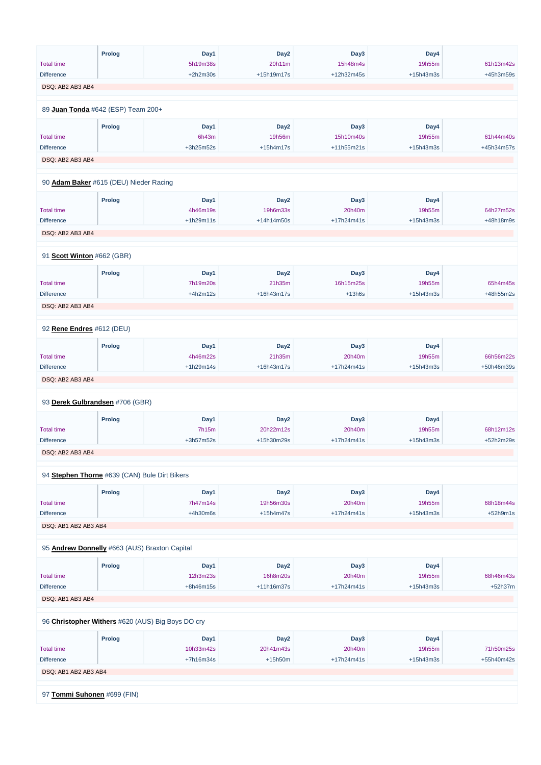| | Prolog | Day1 | Day2 | Day3 | Day4 | |
|---|---|---|---|---|---|---|
| Total time | | 5h19m38s | 20h11m | 15h48m4s | 19h55m | 61h13m42s |
| Difference | | +2h2m30s | +15h19m17s | +12h32m45s | +15h43m3s | +45h3m59s |

DSQ: AB2 AB3 AB4

89 **Juan Tonda** #642 (ESP) Team 200+

| | Prolog | Day1 | Day2 | Day3 | Day4 | |
|---|---|---|---|---|---|---|
| Total time | | 6h43m | 19h56m | 15h10m40s | 19h55m | 61h44m40s |
| Difference | | +3h25m52s | +15h4m17s | +11h55m21s | +15h43m3s | +45h34m57s |

DSQ: AB2 AB3 AB4

90 **Adam Baker** #615 (DEU) Nieder Racing

| | Prolog | Day1 | Day2 | Day3 | Day4 | |
|---|---|---|---|---|---|---|
| Total time | | 4h46m19s | 19h6m33s | 20h40m | 19h55m | 64h27m52s |
| Difference | | +1h29m11s | +14h14m50s | +17h24m41s | +15h43m3s | +48h18m9s |

DSQ: AB2 AB3 AB4

91 **Scott Winton** #662 (GBR)

| | Prolog | Day1 | Day2 | Day3 | Day4 | |
|---|---|---|---|---|---|---|
| Total time | | 7h19m20s | 21h35m | 16h15m25s | 19h55m | 65h4m45s |
| Difference | | +4h2m12s | +16h43m17s | +13h6s | +15h43m3s | +48h55m2s |

DSQ: AB2 AB3 AB4

92 **Rene Endres** #612 (DEU)

| | Prolog | Day1 | Day2 | Day3 | Day4 | |
|---|---|---|---|---|---|---|
| Total time | | 4h46m22s | 21h35m | 20h40m | 19h55m | 66h56m22s |
| Difference | | +1h29m14s | +16h43m17s | +17h24m41s | +15h43m3s | +50h46m39s |

DSQ: AB2 AB3 AB4

93 **Derek Gulbrandsen** #706 (GBR)

| | Prolog | Day1 | Day2 | Day3 | Day4 | |
|---|---|---|---|---|---|---|
| Total time | | 7h15m | 20h22m12s | 20h40m | 19h55m | 68h12m12s |
| Difference | | +3h57m52s | +15h30m29s | +17h24m41s | +15h43m3s | +52h2m29s |

DSQ: AB2 AB3 AB4

94 **Stephen Thorne** #639 (CAN) Bule Dirt Bikers

| | Prolog | Day1 | Day2 | Day3 | Day4 | |
|---|---|---|---|---|---|---|
| Total time | | 7h47m14s | 19h56m30s | 20h40m | 19h55m | 68h18m44s |
| Difference | | +4h30m6s | +15h4m47s | +17h24m41s | +15h43m3s | +52h9m1s |

DSQ: AB1 AB2 AB3 AB4

95 **Andrew Donnelly** #663 (AUS) Braxton Capital

| | Prolog | Day1 | Day2 | Day3 | Day4 | |
|---|---|---|---|---|---|---|
| Total time | | 12h3m23s | 16h8m20s | 20h40m | 19h55m | 68h46m43s |
| Difference | | +8h46m15s | +11h16m37s | +17h24m41s | +15h43m3s | +52h37m |

DSQ: AB1 AB3 AB4

96 **Christopher Withers** #620 (AUS) Big Boys DO cry

| | Prolog | Day1 | Day2 | Day3 | Day4 | |
|---|---|---|---|---|---|---|
| Total time | | 10h33m42s | 20h41m43s | 20h40m | 19h55m | 71h50m25s |
| Difference | | +7h16m34s | +15h50m | +17h24m41s | +15h43m3s | +55h40m42s |

DSQ: AB1 AB2 AB3 AB4

97 **Tommi Suhonen** #699 (FIN)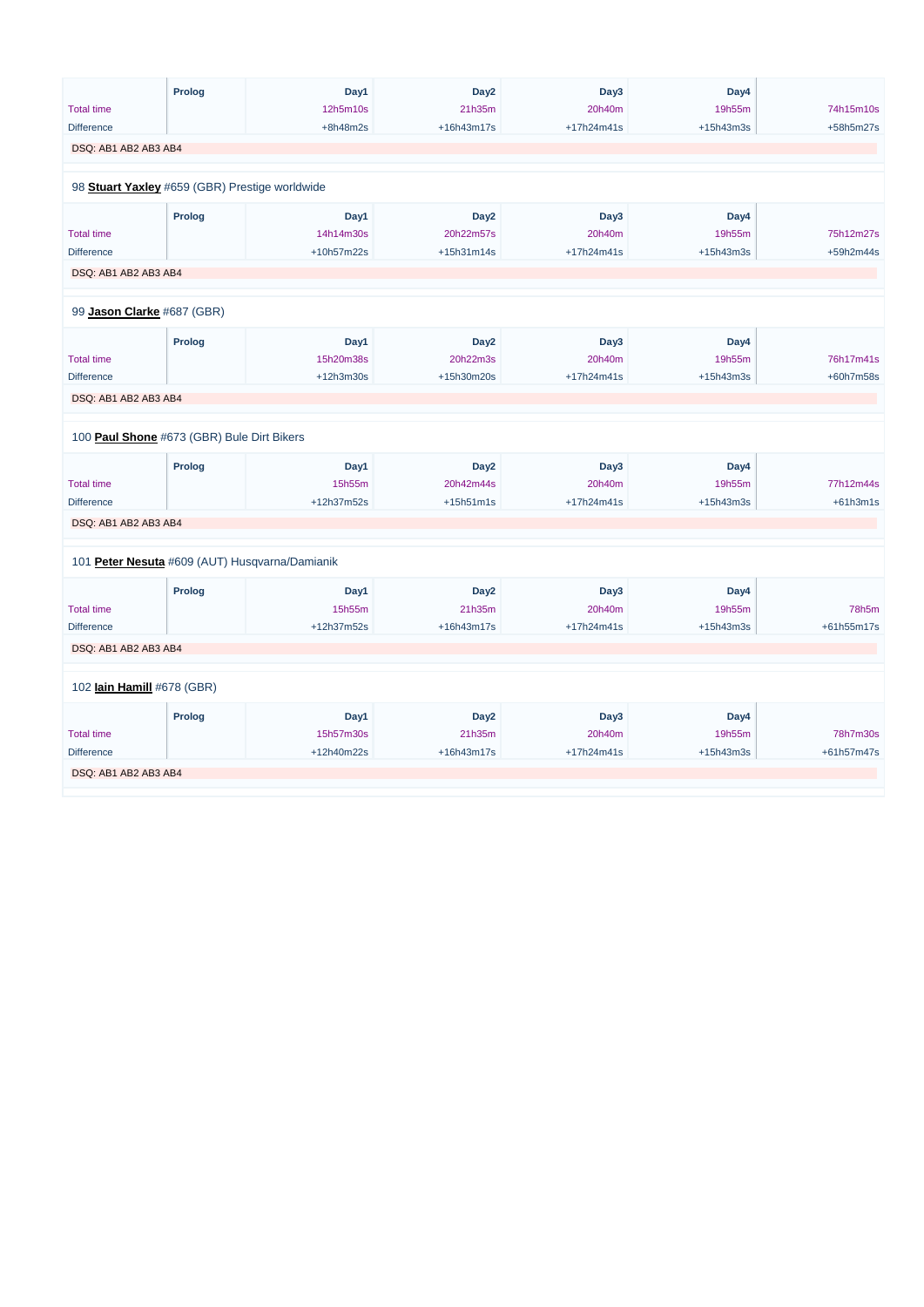| | Prolog | Day1 | Day2 | Day3 | Day4 | |
|---|---|---|---|---|---|---|
| Total time | | 12h5m10s | 21h35m | 20h40m | 19h55m | 74h15m10s |
| Difference | | +8h48m2s | +16h43m17s | +17h24m41s | +15h43m3s | +58h5m27s |

DSQ: AB1 AB2 AB3 AB4

98 **Stuart Yaxley** #659 (GBR) Prestige worldwide

| | Prolog | Day1 | Day2 | Day3 | Day4 | |
|---|---|---|---|---|---|---|
| Total time | | 14h14m30s | 20h22m57s | 20h40m | 19h55m | 75h12m27s |
| Difference | | +10h57m22s | +15h31m14s | +17h24m41s | +15h43m3s | +59h2m44s |

DSQ: AB1 AB2 AB3 AB4

99 **Jason Clarke** #687 (GBR)

| | Prolog | Day1 | Day2 | Day3 | Day4 | |
|---|---|---|---|---|---|---|
| Total time | | 15h20m38s | 20h22m3s | 20h40m | 19h55m | 76h17m41s |
| Difference | | +12h3m30s | +15h30m20s | +17h24m41s | +15h43m3s | +60h7m58s |

DSQ: AB1 AB2 AB3 AB4

100 **Paul Shone** #673 (GBR) Bule Dirt Bikers

| | Prolog | Day1 | Day2 | Day3 | Day4 | |
|---|---|---|---|---|---|---|
| Total time | | 15h55m | 20h42m44s | 20h40m | 19h55m | 77h12m44s |
| Difference | | +12h37m52s | +15h51m1s | +17h24m41s | +15h43m3s | +61h3m1s |

DSQ: AB1 AB2 AB3 AB4

101 **Peter Nesuta** #609 (AUT) Husqvarna/Damianik

| | Prolog | Day1 | Day2 | Day3 | Day4 | |
|---|---|---|---|---|---|---|
| Total time | | 15h55m | 21h35m | 20h40m | 19h55m | 78h5m |
| Difference | | +12h37m52s | +16h43m17s | +17h24m41s | +15h43m3s | +61h55m17s |

DSQ: AB1 AB2 AB3 AB4

102 **Iain Hamill** #678 (GBR)

| | Prolog | Day1 | Day2 | Day3 | Day4 | |
|---|---|---|---|---|---|---|
| Total time | | 15h57m30s | 21h35m | 20h40m | 19h55m | 78h7m30s |
| Difference | | +12h40m22s | +16h43m17s | +17h24m41s | +15h43m3s | +61h57m47s |

DSQ: AB1 AB2 AB3 AB4